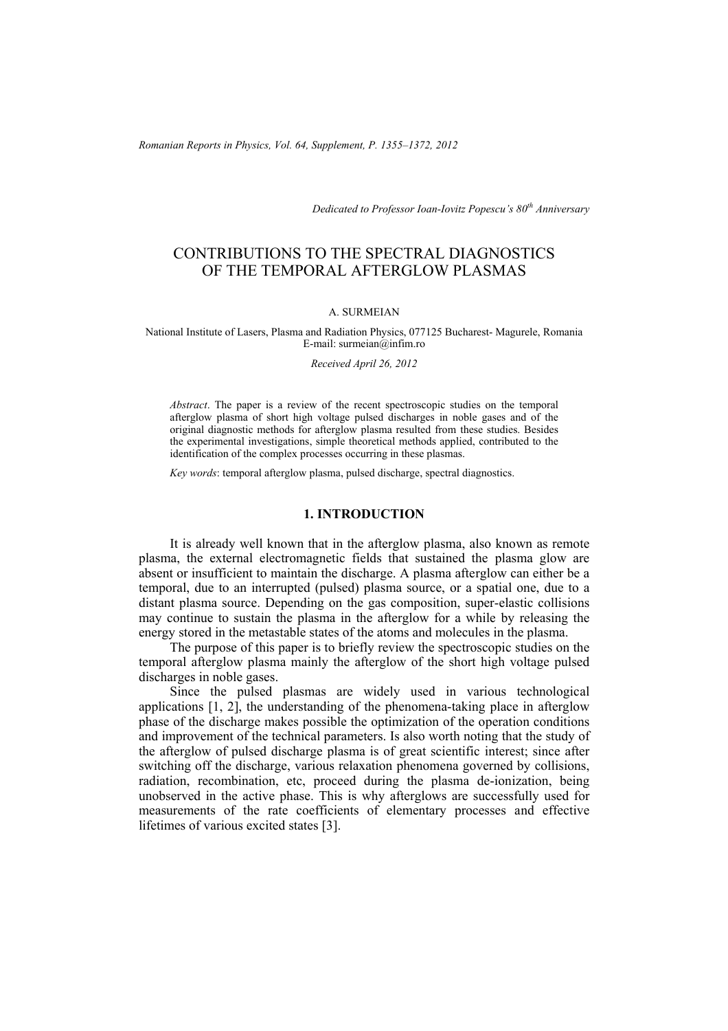*Dedicated to Professor Ioan-Iovitz Popescu's 80th Anniversary*

# CONTRIBUTIONS TO THE SPECTRAL DIAGNOSTICS OF THE TEMPORAL AFTERGLOW PLASMAS

A. SURMEIAN

National Institute of Lasers, Plasma and Radiation Physics, 077125 Bucharest- Magurele, Romania
E-mail: surmeian@infim.ro

*Received April 26, 2012*

*Abstract*. The paper is a review of the recent spectroscopic studies on the temporal afterglow plasma of short high voltage pulsed discharges in noble gases and of the original diagnostic methods for afterglow plasma resulted from these studies. Besides the experimental investigations, simple theoretical methods applied, contributed to the identification of the complex processes occurring in these plasmas.

*Key words*: temporal afterglow plasma, pulsed discharge, spectral diagnostics.

## 1. INTRODUCTION

It is already well known that in the afterglow plasma, also known as remote plasma, the external electromagnetic fields that sustained the plasma glow are absent or insufficient to maintain the discharge. A plasma afterglow can either be a temporal, due to an interrupted (pulsed) plasma source, or a spatial one, due to a distant plasma source. Depending on the gas composition, super-elastic collisions may continue to sustain the plasma in the afterglow for a while by releasing the energy stored in the metastable states of the atoms and molecules in the plasma.

The purpose of this paper is to briefly review the spectroscopic studies on the temporal afterglow plasma mainly the afterglow of the short high voltage pulsed discharges in noble gases.

Since the pulsed plasmas are widely used in various technological applications [1, 2], the understanding of the phenomena-taking place in afterglow phase of the discharge makes possible the optimization of the operation conditions and improvement of the technical parameters. Is also worth noting that the study of the afterglow of pulsed discharge plasma is of great scientific interest; since after switching off the discharge, various relaxation phenomena governed by collisions, radiation, recombination, etc, proceed during the plasma de-ionization, being unobserved in the active phase. This is why afterglows are successfully used for measurements of the rate coefficients of elementary processes and effective lifetimes of various excited states [3].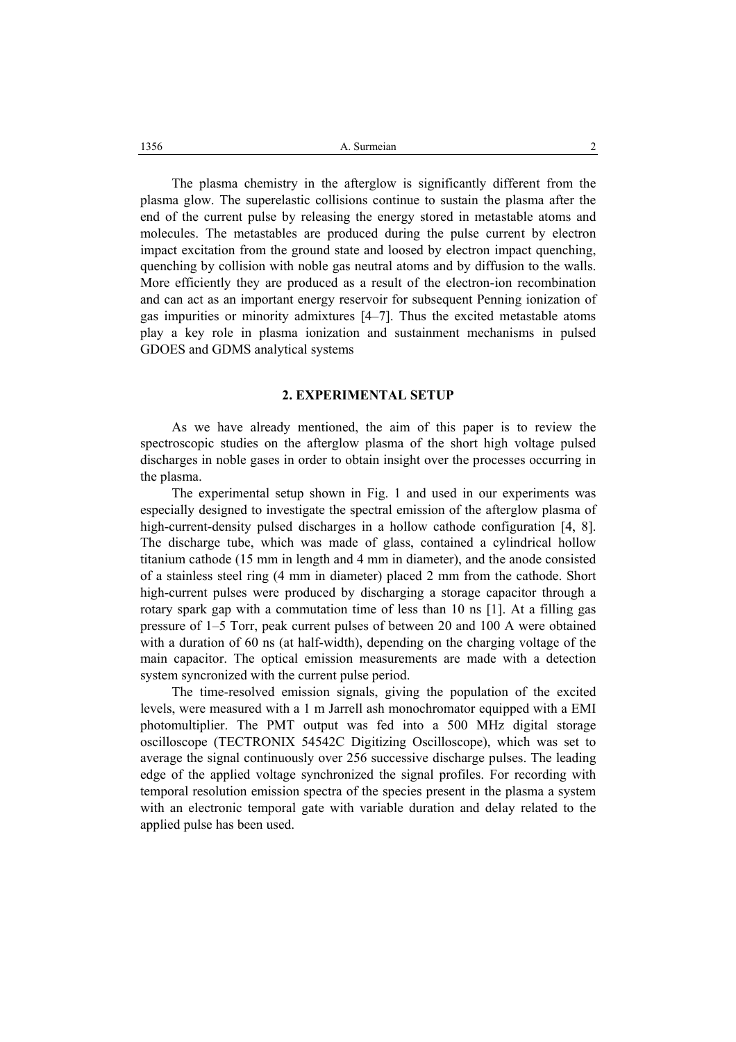The plasma chemistry in the afterglow is significantly different from the plasma glow. The superelastic collisions continue to sustain the plasma after the end of the current pulse by releasing the energy stored in metastable atoms and molecules. The metastables are produced during the pulse current by electron impact excitation from the ground state and loosed by electron impact quenching, quenching by collision with noble gas neutral atoms and by diffusion to the walls. More efficiently they are produced as a result of the electron-ion recombination and can act as an important energy reservoir for subsequent Penning ionization of gas impurities or minority admixtures [4–7]. Thus the excited metastable atoms play a key role in plasma ionization and sustainment mechanisms in pulsed GDOES and GDMS analytical systems

## 2. EXPERIMENTAL SETUP

As we have already mentioned, the aim of this paper is to review the spectroscopic studies on the afterglow plasma of the short high voltage pulsed discharges in noble gases in order to obtain insight over the processes occurring in the plasma.

The experimental setup shown in Fig. 1 and used in our experiments was especially designed to investigate the spectral emission of the afterglow plasma of high-current-density pulsed discharges in a hollow cathode configuration [4, 8]. The discharge tube, which was made of glass, contained a cylindrical hollow titanium cathode (15 mm in length and 4 mm in diameter), and the anode consisted of a stainless steel ring (4 mm in diameter) placed 2 mm from the cathode. Short high-current pulses were produced by discharging a storage capacitor through a rotary spark gap with a commutation time of less than 10 ns [1]. At a filling gas pressure of 1–5 Torr, peak current pulses of between 20 and 100 A were obtained with a duration of 60 ns (at half-width), depending on the charging voltage of the main capacitor. The optical emission measurements are made with a detection system syncronized with the current pulse period.

The time-resolved emission signals, giving the population of the excited levels, were measured with a 1 m Jarrell ash monochromator equipped with a EMI photomultiplier. The PMT output was fed into a 500 MHz digital storage oscilloscope (TECTRONIX 54542C Digitizing Oscilloscope), which was set to average the signal continuously over 256 successive discharge pulses. The leading edge of the applied voltage synchronized the signal profiles. For recording with temporal resolution emission spectra of the species present in the plasma a system with an electronic temporal gate with variable duration and delay related to the applied pulse has been used.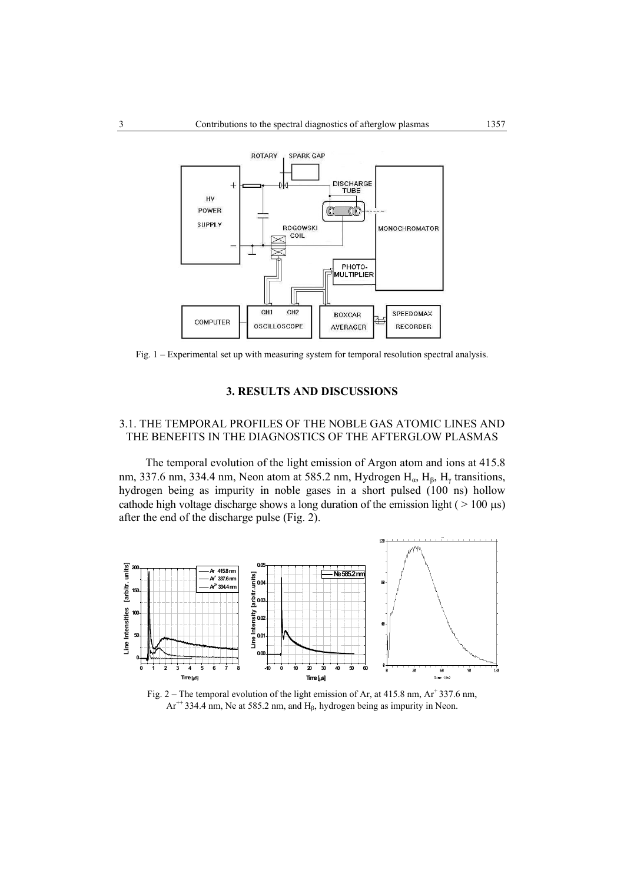Fig. 1 – Experimental set up with measuring system for temporal resolution spectral analysis.

## 3. RESULTS AND DISCUSSIONS

### 3.1. THE TEMPORAL PROFILES OF THE NOBLE GAS ATOMIC LINES AND THE BENEFITS IN THE DIAGNOSTICS OF THE AFTERGLOW PLASMAS

The temporal evolution of the light emission of Argon atom and ions at 415.8 nm, 337.6 nm, 334.4 nm, Neon atom at 585.2 nm, Hydrogen $H_\alpha$, $H_\beta$, $H_\gamma$ transitions, hydrogen being as impurity in noble gases in a short pulsed (100 ns) hollow cathode high voltage discharge shows a long duration of the emission light ( > 100 μs) after the end of the discharge pulse (Fig. 2).

Fig. 2 – The temporal evolution of the light emission of Ar, at 415.8 nm, $Ar^+$ 337.6 nm, $Ar^{++}$ 334.4 nm, Ne at 585.2 nm, and $H_\beta$, hydrogen being as impurity in Neon.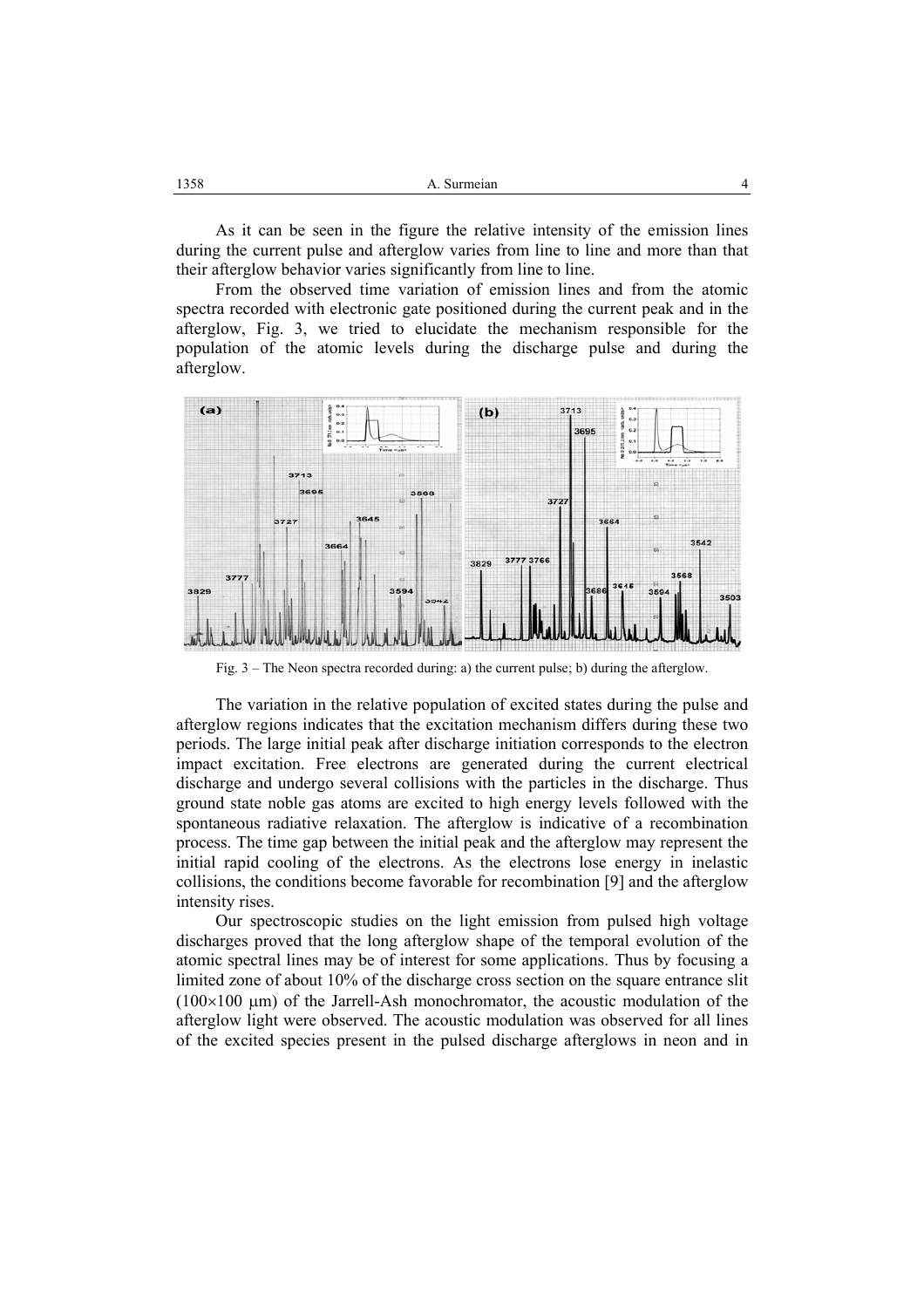As it can be seen in the figure the relative intensity of the emission lines during the current pulse and afterglow varies from line to line and more than that their afterglow behavior varies significantly from line to line.

From the observed time variation of emission lines and from the atomic spectra recorded with electronic gate positioned during the current peak and in the afterglow, Fig. 3, we tried to elucidate the mechanism responsible for the population of the atomic levels during the discharge pulse and during the afterglow.

Fig. 3 – The Neon spectra recorded during: a) the current pulse; b) during the afterglow.

The variation in the relative population of excited states during the pulse and afterglow regions indicates that the excitation mechanism differs during these two periods. The large initial peak after discharge initiation corresponds to the electron impact excitation. Free electrons are generated during the current electrical discharge and undergo several collisions with the particles in the discharge. Thus ground state noble gas atoms are excited to high energy levels followed with the spontaneous radiative relaxation. The afterglow is indicative of a recombination process. The time gap between the initial peak and the afterglow may represent the initial rapid cooling of the electrons. As the electrons lose energy in inelastic collisions, the conditions become favorable for recombination [9] and the afterglow intensity rises.

Our spectroscopic studies on the light emission from pulsed high voltage discharges proved that the long afterglow shape of the temporal evolution of the atomic spectral lines may be of interest for some applications. Thus by focusing a limited zone of about 10% of the discharge cross section on the square entrance slit ($100\times100$ μm) of the Jarrell-Ash monochromator, the acoustic modulation of the afterglow light were observed. The acoustic modulation was observed for all lines of the excited species present in the pulsed discharge afterglows in neon and in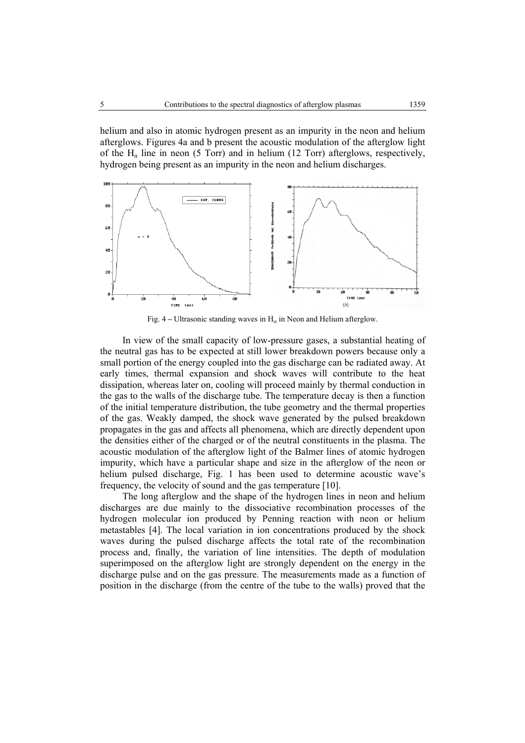helium and also in atomic hydrogen present as an impurity in the neon and helium afterglows. Figures 4a and b present the acoustic modulation of the afterglow light of the $H_\alpha$ line in neon (5 Torr) and in helium (12 Torr) afterglows, respectively, hydrogen being present as an impurity in the neon and helium discharges.

Fig. 4 – Ultrasonic standing waves in $H_\alpha$ in Neon and Helium afterglow.

In view of the small capacity of low-pressure gases, a substantial heating of the neutral gas has to be expected at still lower breakdown powers because only a small portion of the energy coupled into the gas discharge can be radiated away. At early times, thermal expansion and shock waves will contribute to the heat dissipation, whereas later on, cooling will proceed mainly by thermal conduction in the gas to the walls of the discharge tube. The temperature decay is then a function of the initial temperature distribution, the tube geometry and the thermal properties of the gas. Weakly damped, the shock wave generated by the pulsed breakdown propagates in the gas and affects all phenomena, which are directly dependent upon the densities either of the charged or of the neutral constituents in the plasma. The acoustic modulation of the afterglow light of the Balmer lines of atomic hydrogen impurity, which have a particular shape and size in the afterglow of the neon or helium pulsed discharge, Fig. 1 has been used to determine acoustic wave's frequency, the velocity of sound and the gas temperature [10].

The long afterglow and the shape of the hydrogen lines in neon and helium discharges are due mainly to the dissociative recombination processes of the hydrogen molecular ion produced by Penning reaction with neon or helium metastables [4]. The local variation in ion concentrations produced by the shock waves during the pulsed discharge affects the total rate of the recombination process and, finally, the variation of line intensities. The depth of modulation superimposed on the afterglow light are strongly dependent on the energy in the discharge pulse and on the gas pressure. The measurements made as a function of position in the discharge (from the centre of the tube to the walls) proved that the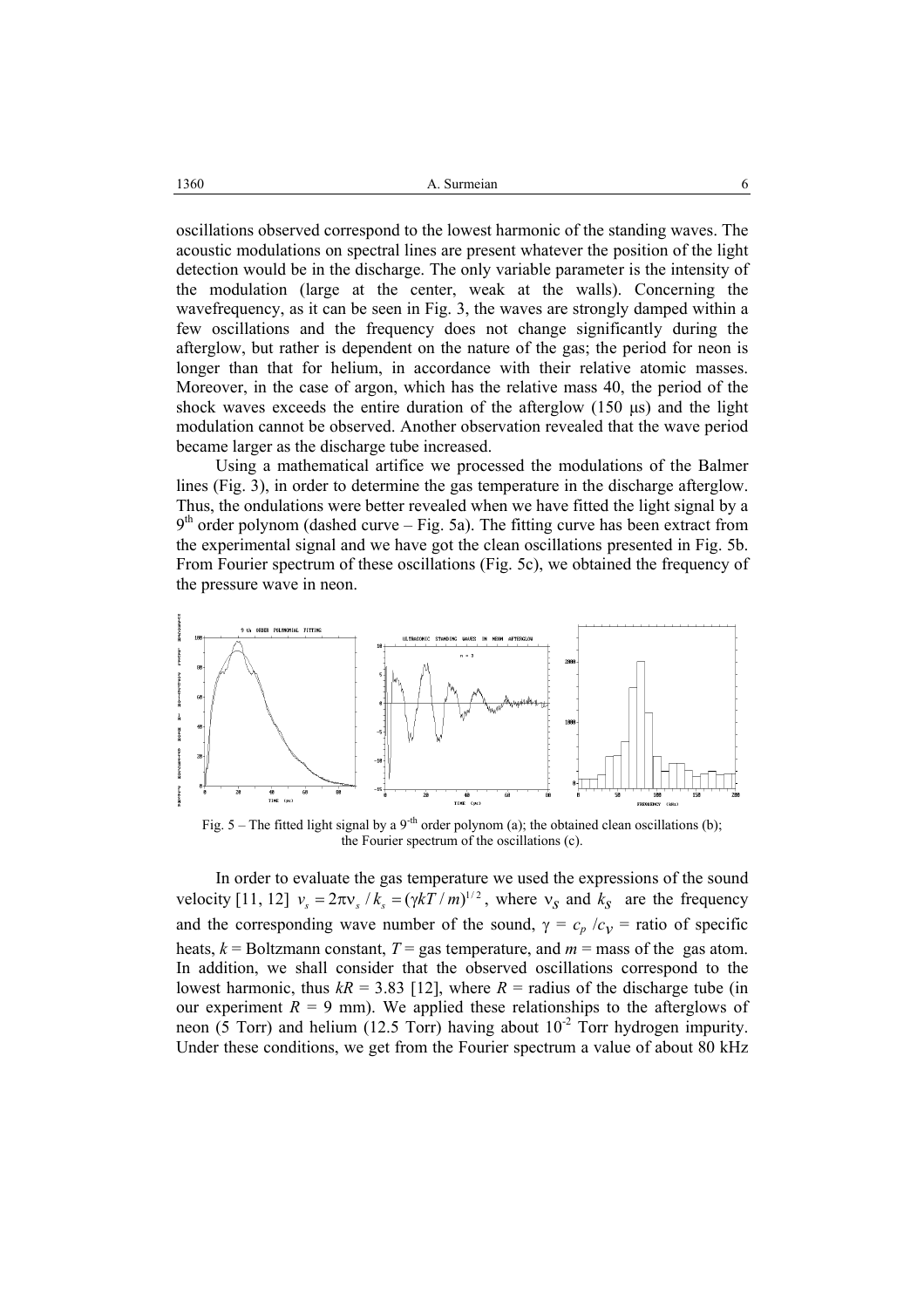oscillations observed correspond to the lowest harmonic of the standing waves. The acoustic modulations on spectral lines are present whatever the position of the light detection would be in the discharge. The only variable parameter is the intensity of the modulation (large at the center, weak at the walls). Concerning the wavefrequency, as it can be seen in Fig. 3, the waves are strongly damped within a few oscillations and the frequency does not change significantly during the afterglow, but rather is dependent on the nature of the gas; the period for neon is longer than that for helium, in accordance with their relative atomic masses. Moreover, in the case of argon, which has the relative mass 40, the period of the shock waves exceeds the entire duration of the afterglow (150 μs) and the light modulation cannot be observed. Another observation revealed that the wave period became larger as the discharge tube increased.

Using a mathematical artifice we processed the modulations of the Balmer lines (Fig. 3), in order to determine the gas temperature in the discharge afterglow. Thus, the ondulations were better revealed when we have fitted the light signal by a 9[th] order polynom (dashed curve – Fig. 5a). The fitting curve has been extract from the experimental signal and we have got the clean oscillations presented in Fig. 5b. From Fourier spectrum of these oscillations (Fig. 5c), we obtained the frequency of the pressure wave in neon.

Fig. 5 – The fitted light signal by a 9-[th] order polynom (a); the obtained clean oscillations (b); the Fourier spectrum of the oscillations (c).

In order to evaluate the gas temperature we used the expressions of the sound velocity [11, 12] $v_s = 2\pi\nu_s / k_s = (\gamma kT/m)^{1/2}$, where $\nu_s$ and $k_s$ are the frequency and the corresponding wave number of the sound, $\gamma = c_p / c_V$ = ratio of specific heats, $k$ = Boltzmann constant, $T$ = gas temperature, and $m$ = mass of the gas atom. In addition, we shall consider that the observed oscillations correspond to the lowest harmonic, thus $kR = 3.83$ [12], where $R$ = radius of the discharge tube (in our experiment $R = 9$ mm). We applied these relationships to the afterglows of neon (5 Torr) and helium (12.5 Torr) having about $10^{-2}$ Torr hydrogen impurity. Under these conditions, we get from the Fourier spectrum a value of about 80 kHz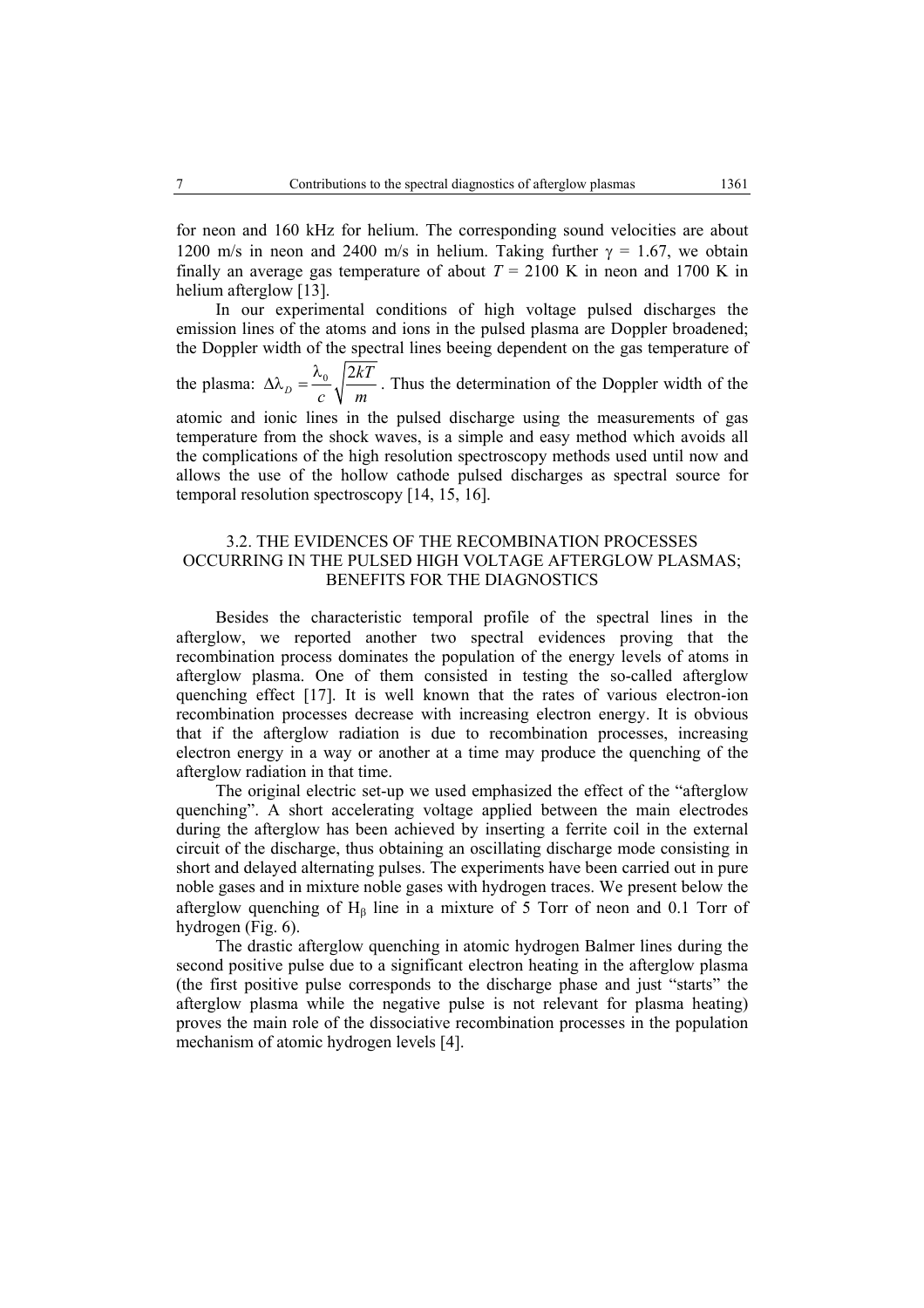for neon and 160 kHz for helium. The corresponding sound velocities are about 1200 m/s in neon and 2400 m/s in helium. Taking further $\gamma = 1.67$, we obtain finally an average gas temperature of about $T = 2100$ K in neon and 1700 K in helium afterglow [13].

In our experimental conditions of high voltage pulsed discharges the emission lines of the atoms and ions in the pulsed plasma are Doppler broadened; the Doppler width of the spectral lines beeing dependent on the gas temperature of the plasma: $\Delta\lambda_D = \frac{\lambda_0}{c}\sqrt{\frac{2kT}{m}}$. Thus the determination of the Doppler width of the atomic and ionic lines in the pulsed discharge using the measurements of gas temperature from the shock waves, is a simple and easy method which avoids all the complications of the high resolution spectroscopy methods used until now and allows the use of the hollow cathode pulsed discharges as spectral source for temporal resolution spectroscopy [14, 15, 16].

### 3.2. THE EVIDENCES OF THE RECOMBINATION PROCESSES OCCURRING IN THE PULSED HIGH VOLTAGE AFTERGLOW PLASMAS; BENEFITS FOR THE DIAGNOSTICS

Besides the characteristic temporal profile of the spectral lines in the afterglow, we reported another two spectral evidences proving that the recombination process dominates the population of the energy levels of atoms in afterglow plasma. One of them consisted in testing the so-called afterglow quenching effect [17]. It is well known that the rates of various electron-ion recombination processes decrease with increasing electron energy. It is obvious that if the afterglow radiation is due to recombination processes, increasing electron energy in a way or another at a time may produce the quenching of the afterglow radiation in that time.

The original electric set-up we used emphasized the effect of the "afterglow quenching". A short accelerating voltage applied between the main electrodes during the afterglow has been achieved by inserting a ferrite coil in the external circuit of the discharge, thus obtaining an oscillating discharge mode consisting in short and delayed alternating pulses. The experiments have been carried out in pure noble gases and in mixture noble gases with hydrogen traces. We present below the afterglow quenching of $H_\beta$ line in a mixture of 5 Torr of neon and 0.1 Torr of hydrogen (Fig. 6).

The drastic afterglow quenching in atomic hydrogen Balmer lines during the second positive pulse due to a significant electron heating in the afterglow plasma (the first positive pulse corresponds to the discharge phase and just "starts" the afterglow plasma while the negative pulse is not relevant for plasma heating) proves the main role of the dissociative recombination processes in the population mechanism of atomic hydrogen levels [4].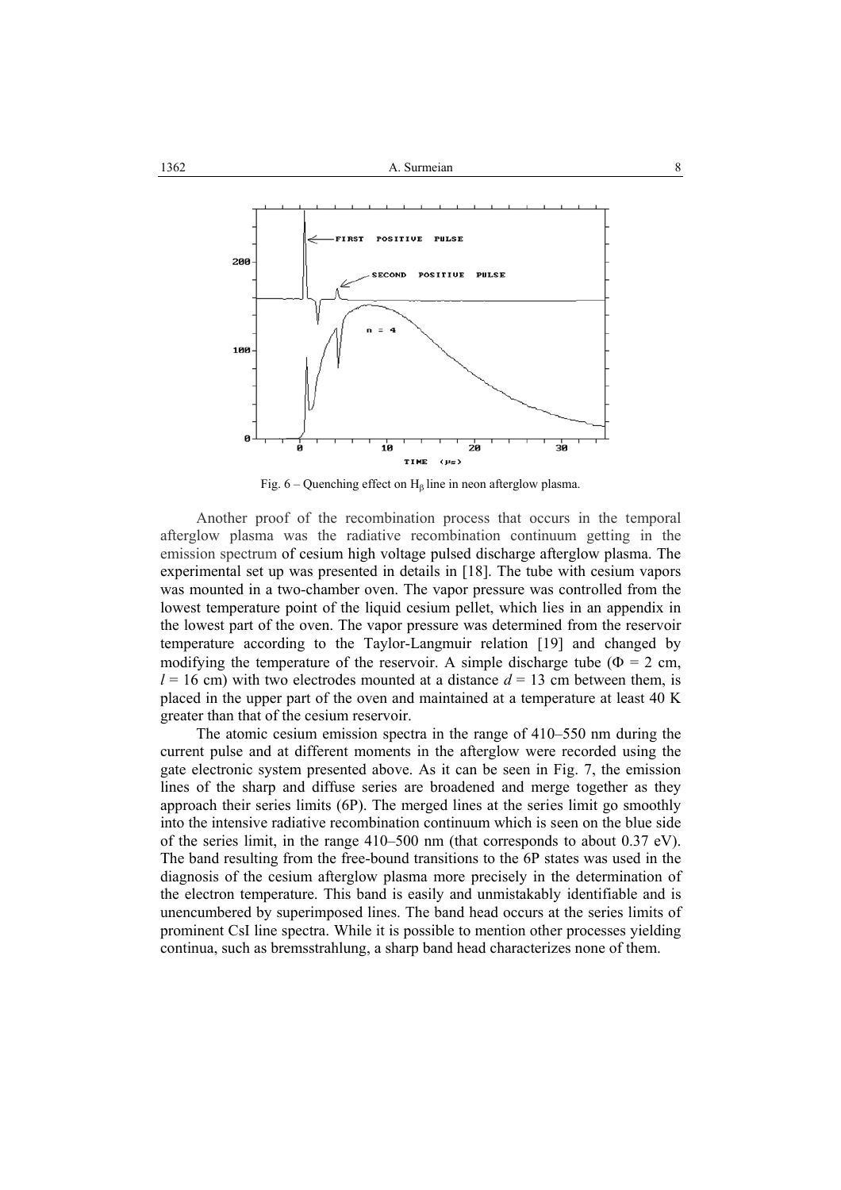Fig. 6 – Quenching effect on $H_\beta$ line in neon afterglow plasma.

Another proof of the recombination process that occurs in the temporal afterglow plasma was the radiative recombination continuum getting in the emission spectrum of cesium high voltage pulsed discharge afterglow plasma. The experimental set up was presented in details in [18]. The tube with cesium vapors was mounted in a two-chamber oven. The vapor pressure was controlled from the lowest temperature point of the liquid cesium pellet, which lies in an appendix in the lowest part of the oven. The vapor pressure was determined from the reservoir temperature according to the Taylor-Langmuir relation [19] and changed by modifying the temperature of the reservoir. A simple discharge tube ($\Phi = 2$ cm, $l = 16$ cm) with two electrodes mounted at a distance $d = 13$ cm between them, is placed in the upper part of the oven and maintained at a temperature at least 40 K greater than that of the cesium reservoir.

The atomic cesium emission spectra in the range of 410–550 nm during the current pulse and at different moments in the afterglow were recorded using the gate electronic system presented above. As it can be seen in Fig. 7, the emission lines of the sharp and diffuse series are broadened and merge together as they approach their series limits (6P). The merged lines at the series limit go smoothly into the intensive radiative recombination continuum which is seen on the blue side of the series limit, in the range 410–500 nm (that corresponds to about 0.37 eV). The band resulting from the free-bound transitions to the 6P states was used in the diagnosis of the cesium afterglow plasma more precisely in the determination of the electron temperature. This band is easily and unmistakably identifiable and is unencumbered by superimposed lines. The band head occurs at the series limits of prominent CsI line spectra. While it is possible to mention other processes yielding continua, such as bremsstrahlung, a sharp band head characterizes none of them.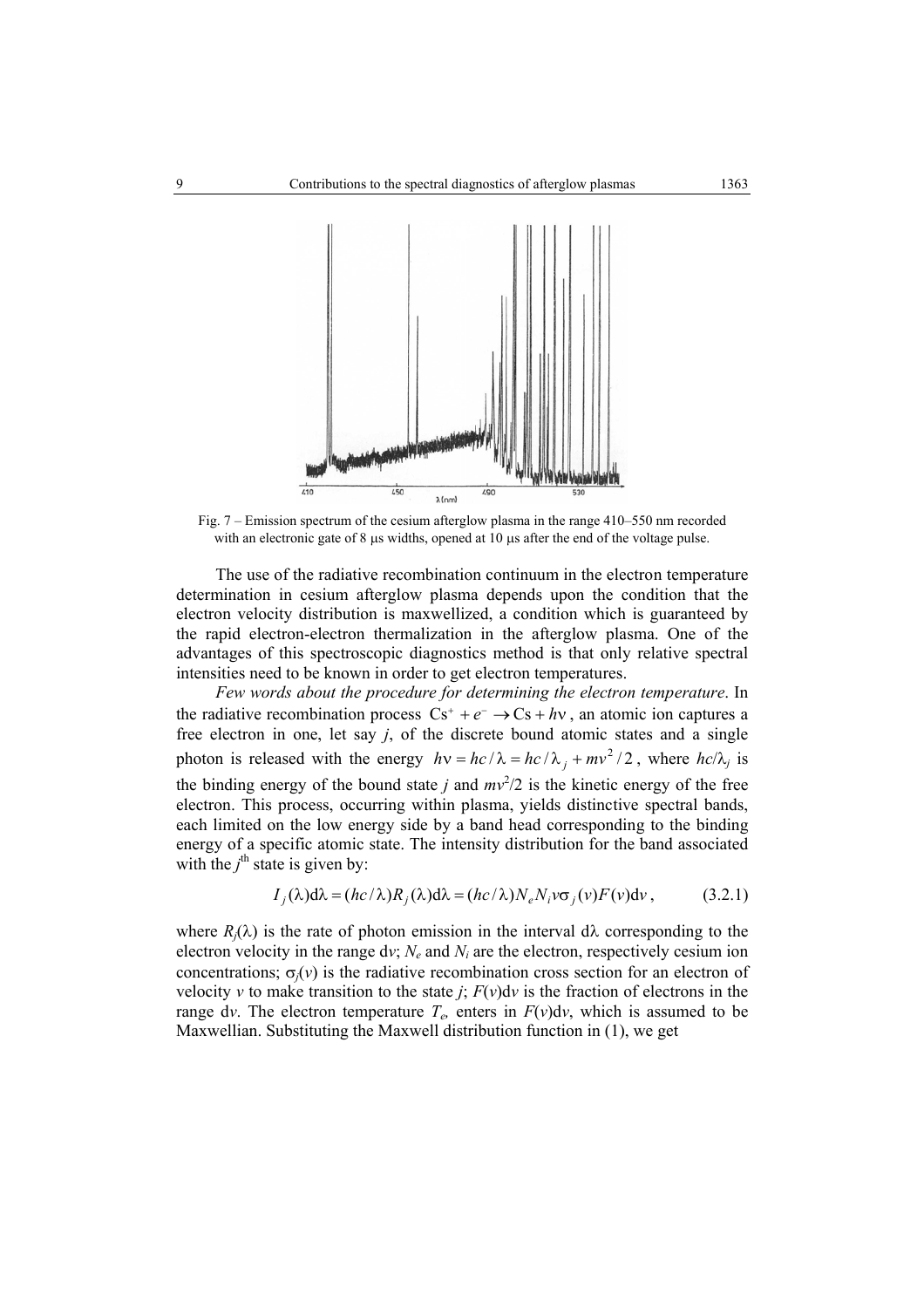Fig. 7 – Emission spectrum of the cesium afterglow plasma in the range 410–550 nm recorded with an electronic gate of 8 μs widths, opened at 10 μs after the end of the voltage pulse.

The use of the radiative recombination continuum in the electron temperature determination in cesium afterglow plasma depends upon the condition that the electron velocity distribution is maxwellized, a condition which is guaranteed by the rapid electron-electron thermalization in the afterglow plasma. One of the advantages of this spectroscopic diagnostics method is that only relative spectral intensities need to be known in order to get electron temperatures.

*Few words about the procedure for determining the electron temperature*. In the radiative recombination process $\mathrm{Cs}^+ + e^- \rightarrow \mathrm{Cs} + h\nu$, an atomic ion captures a free electron in one, let say $j$, of the discrete bound atomic states and a single photon is released with the energy $h\nu = hc/\lambda = hc/\lambda_j + mv^2/2$, where $hc/\lambda_j$ is the binding energy of the bound state $j$ and $mv^2/2$ is the kinetic energy of the free electron. This process, occurring within plasma, yields distinctive spectral bands, each limited on the low energy side by a band head corresponding to the binding energy of a specific atomic state. The intensity distribution for the band associated with the $j^{\text{th}}$ state is given by:

$$I_j(\lambda)\mathrm{d}\lambda = (hc/\lambda)R_j(\lambda)\mathrm{d}\lambda = (hc/\lambda)N_e N_i v\sigma_j(v)F(v)\mathrm{d}v\,, \qquad (3.2.1)$$

where $R_j(\lambda)$ is the rate of photon emission in the interval $\mathrm{d}\lambda$ corresponding to the electron velocity in the range $\mathrm{d}v$; $N_e$ and $N_i$ are the electron, respectively cesium ion concentrations; $\sigma_j(v)$ is the radiative recombination cross section for an electron of velocity $v$ to make transition to the state $j$; $F(v)\mathrm{d}v$ is the fraction of electrons in the range $\mathrm{d}v$. The electron temperature $T_e$, enters in $F(v)\mathrm{d}v$, which is assumed to be Maxwellian. Substituting the Maxwell distribution function in (1), we get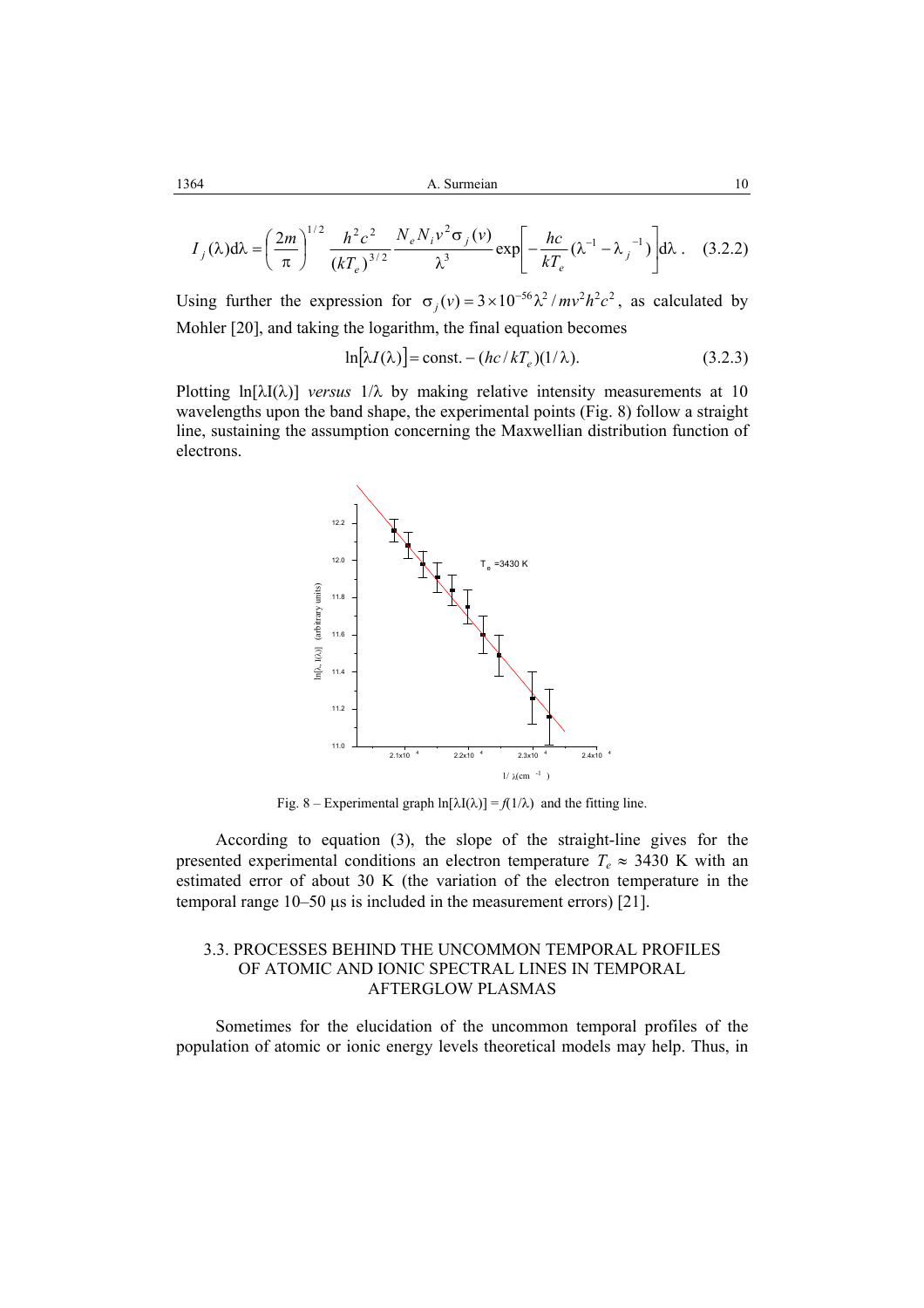$$I_j(\lambda)\mathrm{d}\lambda = \left(\frac{2m}{\pi}\right)^{1/2} \frac{h^2c^2}{(kT_e)^{3/2}} \frac{N_e N_i v^2 \sigma_j(v)}{\lambda^3} \exp\left[-\frac{hc}{kT_e}(\lambda^{-1} - \lambda_j^{-1})\right]\mathrm{d}\lambda . \quad (3.2.2)$$

Using further the expression for $\sigma_j(v) = 3\times10^{-56}\lambda^2/mv^2h^2c^2$, as calculated by Mohler [20], and taking the logarithm, the final equation becomes

$$\ln[\lambda I(\lambda)] = \text{const.} - (hc/kT_e)(1/\lambda). \quad (3.2.3)$$

Plotting ln[λI(λ)] *versus* 1/λ by making relative intensity measurements at 10 wavelengths upon the band shape, the experimental points (Fig. 8) follow a straight line, sustaining the assumption concerning the Maxwellian distribution function of electrons.

Fig. 8 – Experimental graph ln[λI(λ)] = *f*(1/λ) and the fitting line.

According to equation (3), the slope of the straight-line gives for the presented experimental conditions an electron temperature $T_e \approx$ 3430 K with an estimated error of about 30 K (the variation of the electron temperature in the temporal range 10–50 μs is included in the measurement errors) [21].

### 3.3. PROCESSES BEHIND THE UNCOMMON TEMPORAL PROFILES OF ATOMIC AND IONIC SPECTRAL LINES IN TEMPORAL AFTERGLOW PLASMAS

Sometimes for the elucidation of the uncommon temporal profiles of the population of atomic or ionic energy levels theoretical models may help. Thus, in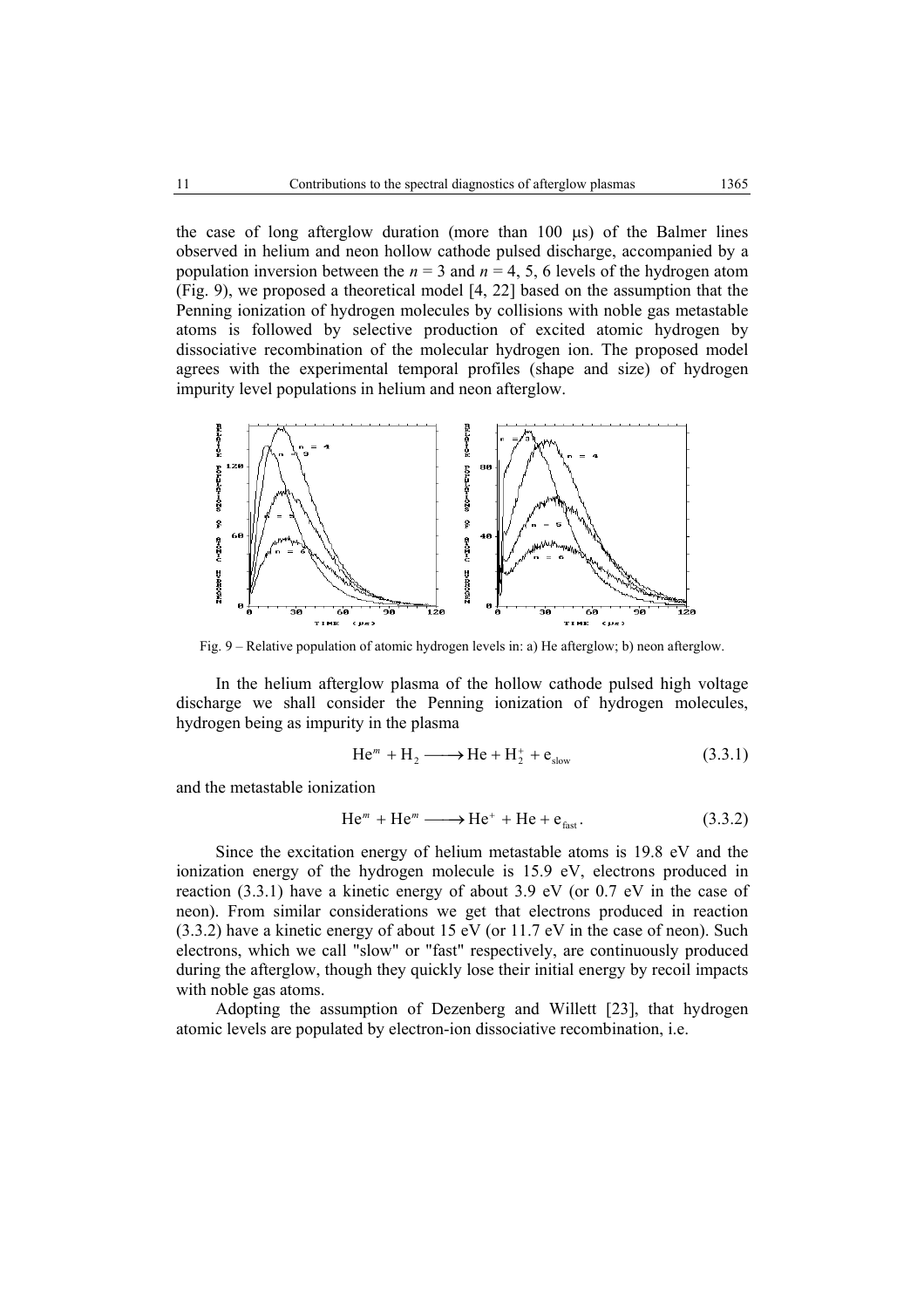the case of long afterglow duration (more than 100 μs) of the Balmer lines observed in helium and neon hollow cathode pulsed discharge, accompanied by a population inversion between the $n = 3$ and $n = 4, 5, 6$ levels of the hydrogen atom (Fig. 9), we proposed a theoretical model [4, 22] based on the assumption that the Penning ionization of hydrogen molecules by collisions with noble gas metastable atoms is followed by selective production of excited atomic hydrogen by dissociative recombination of the molecular hydrogen ion. The proposed model agrees with the experimental temporal profiles (shape and size) of hydrogen impurity level populations in helium and neon afterglow.

Fig. 9 – Relative population of atomic hydrogen levels in: a) He afterglow; b) neon afterglow.

In the helium afterglow plasma of the hollow cathode pulsed high voltage discharge we shall consider the Penning ionization of hydrogen molecules, hydrogen being as impurity in the plasma

$$\mathrm{He}^m + \mathrm{H}_2 \longrightarrow \mathrm{He} + \mathrm{H}_2^+ + \mathrm{e}_{\mathrm{slow}} \tag{3.3.1}$$

and the metastable ionization

$$\mathrm{He}^m + \mathrm{He}^m \longrightarrow \mathrm{He}^+ + \mathrm{He} + \mathrm{e}_{\mathrm{fast}}. \tag{3.3.2}$$

Since the excitation energy of helium metastable atoms is 19.8 eV and the ionization energy of the hydrogen molecule is 15.9 eV, electrons produced in reaction (3.3.1) have a kinetic energy of about 3.9 eV (or 0.7 eV in the case of neon). From similar considerations we get that electrons produced in reaction (3.3.2) have a kinetic energy of about 15 eV (or 11.7 eV in the case of neon). Such electrons, which we call "slow" or "fast" respectively, are continuously produced during the afterglow, though they quickly lose their initial energy by recoil impacts with noble gas atoms.

Adopting the assumption of Dezenberg and Willett [23], that hydrogen atomic levels are populated by electron-ion dissociative recombination, i.e.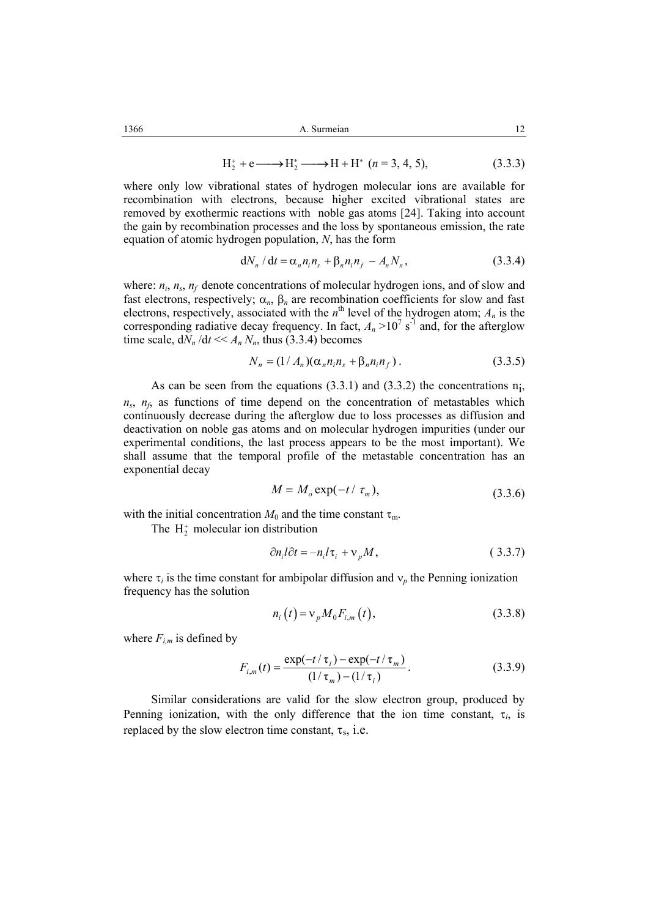$$\mathrm{H}_2^+ + \mathrm{e} \longrightarrow \mathrm{H}_2^* \longrightarrow \mathrm{H} + \mathrm{H}^* \ (n = 3, 4, 5), \tag{3.3.3}$$

where only low vibrational states of hydrogen molecular ions are available for recombination with electrons, because higher excited vibrational states are removed by exothermic reactions with noble gas atoms [24]. Taking into account the gain by recombination processes and the loss by spontaneous emission, the rate equation of atomic hydrogen population, $N$, has the form

$$\mathrm{d}N_n / \mathrm{d}t = \alpha_n n_i n_s + \beta_n n_i n_f - A_n N_n , \tag{3.3.4}$$

where: $n_i$, $n_s$, $n_f$ denote concentrations of molecular hydrogen ions, and of slow and fast electrons, respectively; $\alpha_n$, $\beta_n$ are recombination coefficients for slow and fast electrons, respectively, associated with the $n^{\text{th}}$ level of the hydrogen atom; $A_n$ is the corresponding radiative decay frequency. In fact, $A_n > 10^7$ s$^{-1}$ and, for the afterglow time scale, $\mathrm{d}N_n / \mathrm{d}t \ll A_n N_n$, thus (3.3.4) becomes

$$N_n = (1/A_n)(\alpha_n n_i n_s + \beta_n n_i n_f) . \tag{3.3.5}$$

As can be seen from the equations (3.3.1) and (3.3.2) the concentrations $n_i$, $n_s$, $n_f$, as functions of time depend on the concentration of metastables which continuously decrease during the afterglow due to loss processes as diffusion and deactivation on noble gas atoms and on molecular hydrogen impurities (under our experimental conditions, the last process appears to be the most important). We shall assume that the temporal profile of the metastable concentration has an exponential decay

$$M = M_o \exp(-t / \tau_m), \tag{3.3.6}$$

with the initial concentration $M_0$ and the time constant $\tau_m$.

The $\mathrm{H}_2^+$ molecular ion distribution

$$\partial n_i l \partial t = -n_i l \tau_i + \nu_p M , \tag{3.3.7}$$

where $\tau_i$ is the time constant for ambipolar diffusion and $\nu_p$ the Penning ionization frequency has the solution

$$n_i(t) = \nu_p M_0 F_{i,m}(t), \tag{3.3.8}$$

where $F_{i,m}$ is defined by

$$F_{i,m}(t) = \frac{\exp(-t/\tau_i) - \exp(-t/\tau_m)}{(1/\tau_m) - (1/\tau_i)} . \tag{3.3.9}$$

Similar considerations are valid for the slow electron group, produced by Penning ionization, with the only difference that the ion time constant, $\tau_i$, is replaced by the slow electron time constant, $\tau_s$, i.e.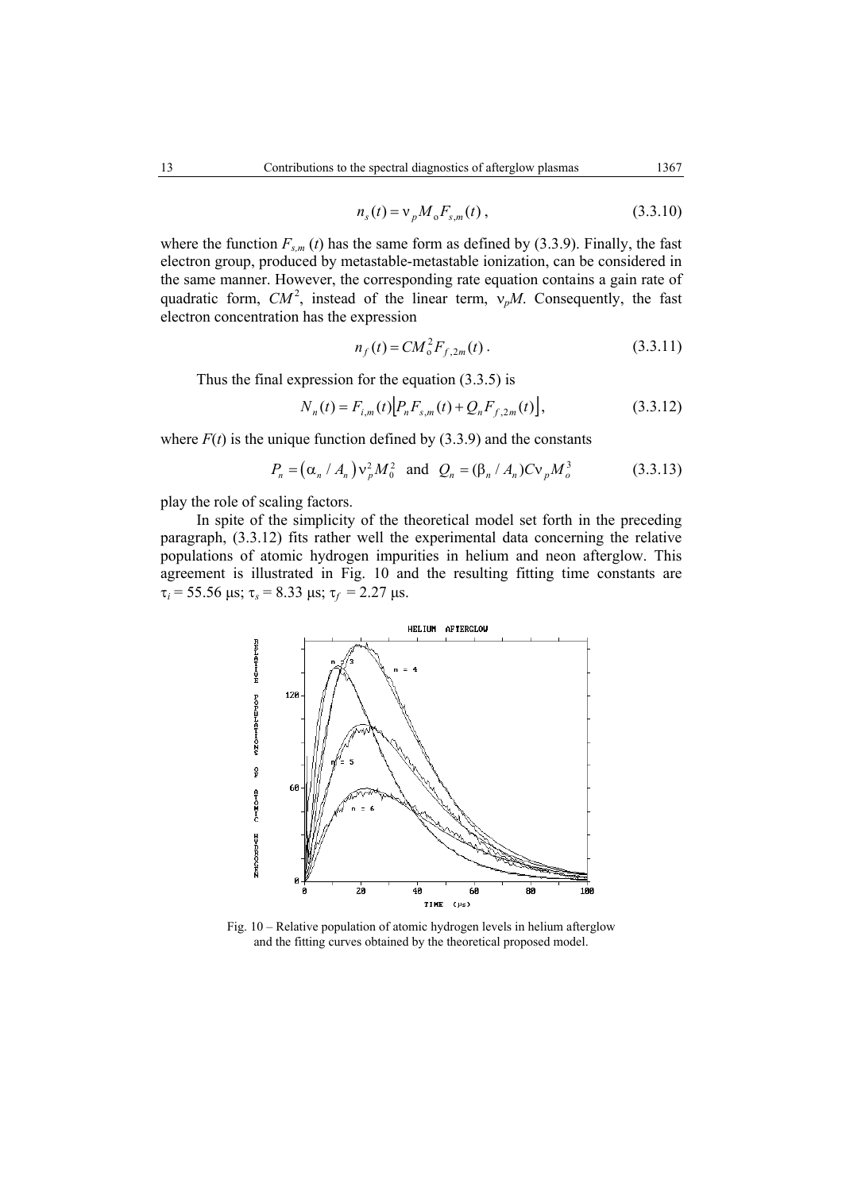$$n_s(t) = \nu_p M_o F_{s,m}(t)\,, \tag{3.3.10}$$

where the function $F_{s,m}(t)$ has the same form as defined by (3.3.9). Finally, the fast electron group, produced by metastable-metastable ionization, can be considered in the same manner. However, the corresponding rate equation contains a gain rate of quadratic form, $CM^2$, instead of the linear term, $\nu_p M$. Consequently, the fast electron concentration has the expression

$$n_f(t) = CM_o^2 F_{f,2m}(t)\,. \tag{3.3.11}$$

Thus the final expression for the equation (3.3.5) is

$$N_n(t) = F_{i,m}(t)\left[P_n F_{s,m}(t) + Q_n F_{f,2m}(t)\right], \tag{3.3.12}$$

where $F(t)$ is the unique function defined by (3.3.9) and the constants

$$P_n = \left(\alpha_n / A_n\right)\nu_p^2 M_0^2 \quad \text{and} \quad Q_n = (\beta_n / A_n) C \nu_p M_o^3 \tag{3.3.13}$$

play the role of scaling factors.

In spite of the simplicity of the theoretical model set forth in the preceding paragraph, (3.3.12) fits rather well the experimental data concerning the relative populations of atomic hydrogen impurities in helium and neon afterglow. This agreement is illustrated in Fig. 10 and the resulting fitting time constants are $\tau_i$ = 55.56 μs; $\tau_s$ = 8.33 μs; $\tau_f$ = 2.27 μs.

Fig. 10 – Relative population of atomic hydrogen levels in helium afterglow and the fitting curves obtained by the theoretical proposed model.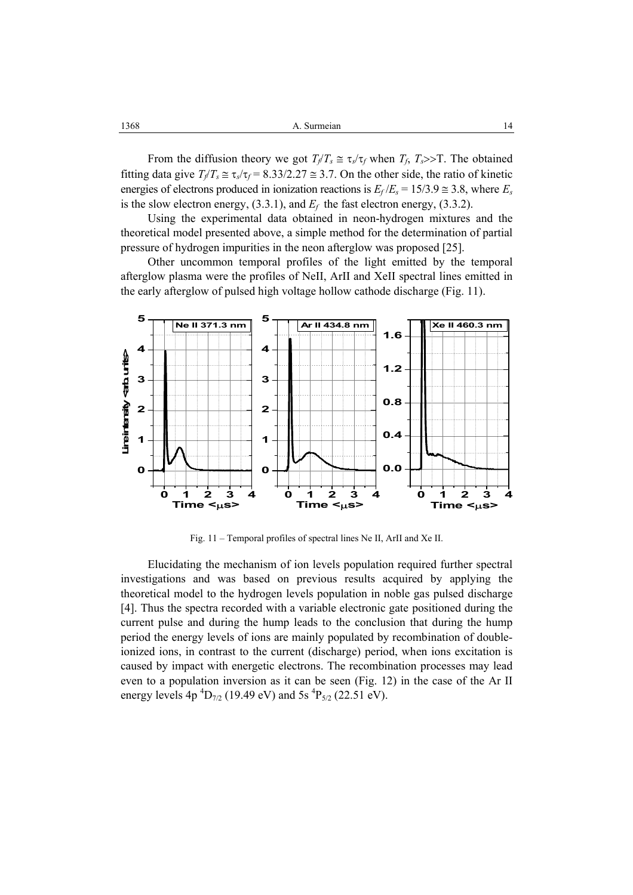From the diffusion theory we got $T_f/T_s \cong \tau_s/\tau_f$ when $T_f$, $T_s$>>T. The obtained fitting data give $T_f/T_s \cong \tau_s/\tau_f = 8.33/2.27 \cong 3.7$. On the other side, the ratio of kinetic energies of electrons produced in ionization reactions is $E_f/E_s = 15/3.9 \cong 3.8$, where $E_s$ is the slow electron energy, (3.3.1), and $E_f$ the fast electron energy, (3.3.2).

Using the experimental data obtained in neon-hydrogen mixtures and the theoretical model presented above, a simple method for the determination of partial pressure of hydrogen impurities in the neon afterglow was proposed [25].

Other uncommon temporal profiles of the light emitted by the temporal afterglow plasma were the profiles of NeII, ArII and XeII spectral lines emitted in the early afterglow of pulsed high voltage hollow cathode discharge (Fig. 11).

Fig. 11 – Temporal profiles of spectral lines Ne II, ArII and Xe II.

Elucidating the mechanism of ion levels population required further spectral investigations and was based on previous results acquired by applying the theoretical model to the hydrogen levels population in noble gas pulsed discharge [4]. Thus the spectra recorded with a variable electronic gate positioned during the current pulse and during the hump leads to the conclusion that during the hump period the energy levels of ions are mainly populated by recombination of double-ionized ions, in contrast to the current (discharge) period, when ions excitation is caused by impact with energetic electrons. The recombination processes may lead even to a population inversion as it can be seen (Fig. 12) in the case of the Ar II energy levels 4p $^4D_{7/2}$ (19.49 eV) and 5s $^4P_{5/2}$ (22.51 eV).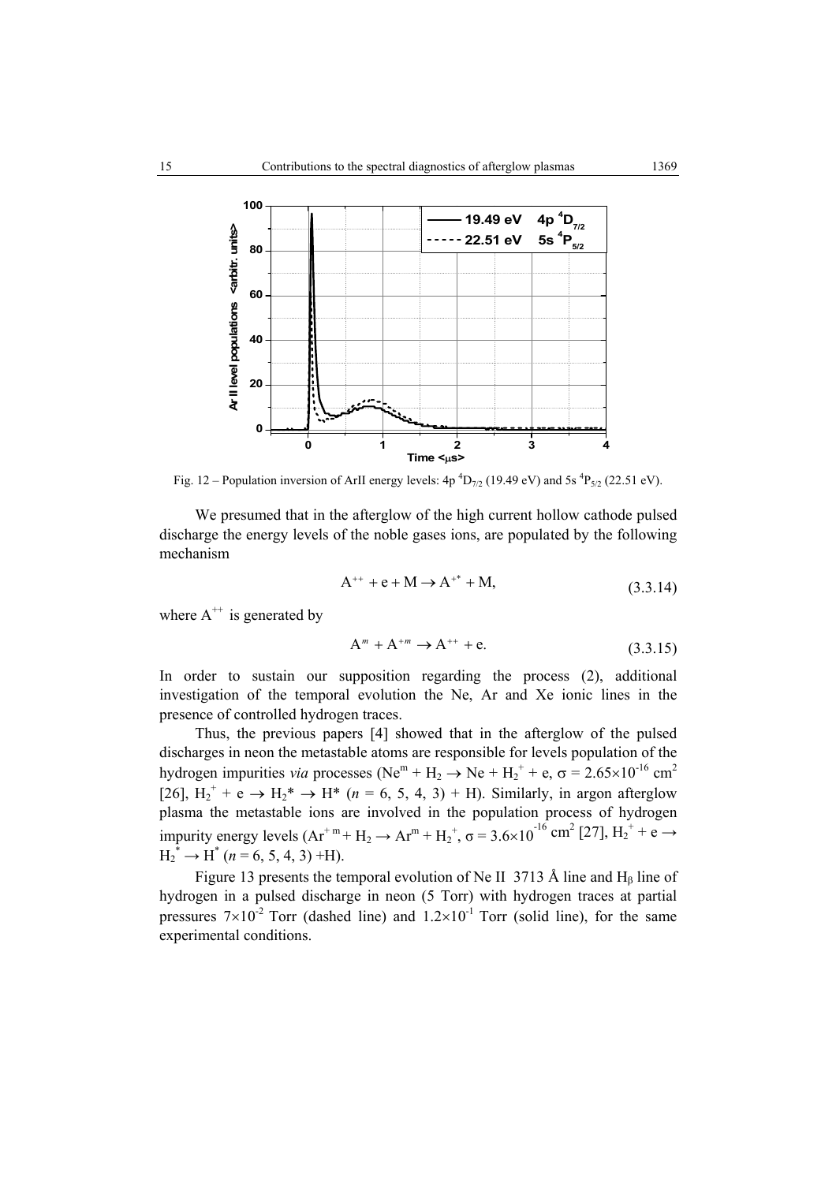Fig. 12 – Population inversion of ArII energy levels: 4p $^4D_{7/2}$ (19.49 eV) and 5s $^4P_{5/2}$ (22.51 eV).

We presumed that in the afterglow of the high current hollow cathode pulsed discharge the energy levels of the noble gases ions, are populated by the following mechanism

$$A^{++} + e + M \rightarrow A^{+*} + M, \tag{3.3.14}$$

where $A^{++}$ is generated by

$$A^{m} + A^{+m} \rightarrow A^{++} + e. \tag{3.3.15}$$

In order to sustain our supposition regarding the process (2), additional investigation of the temporal evolution the Ne, Ar and Xe ionic lines in the presence of controlled hydrogen traces.

Thus, the previous papers [4] showed that in the afterglow of the pulsed discharges in neon the metastable atoms are responsible for levels population of the hydrogen impurities *via* processes ($Ne^m + H_2 \rightarrow Ne + H_2^+ + e$, $\sigma = 2.65\times10^{-16}$ cm$^2$ [26], $H_2^+ + e \rightarrow H_2^* \rightarrow H^*$ ($n$ = 6, 5, 4, 3) + H). Similarly, in argon afterglow plasma the metastable ions are involved in the population process of hydrogen impurity energy levels ($Ar^{+m} + H_2 \rightarrow Ar^m + H_2^+$, $\sigma = 3.6\times10^{-16}$ cm$^2$ [27], $H_2^+ + e \rightarrow H_2^* \rightarrow H^*$ ($n$ = 6, 5, 4, 3) +H).

Figure 13 presents the temporal evolution of Ne II 3713 Å line and $H_\beta$ line of hydrogen in a pulsed discharge in neon (5 Torr) with hydrogen traces at partial pressures $7\times10^{-2}$ Torr (dashed line) and $1.2\times10^{-1}$ Torr (solid line), for the same experimental conditions.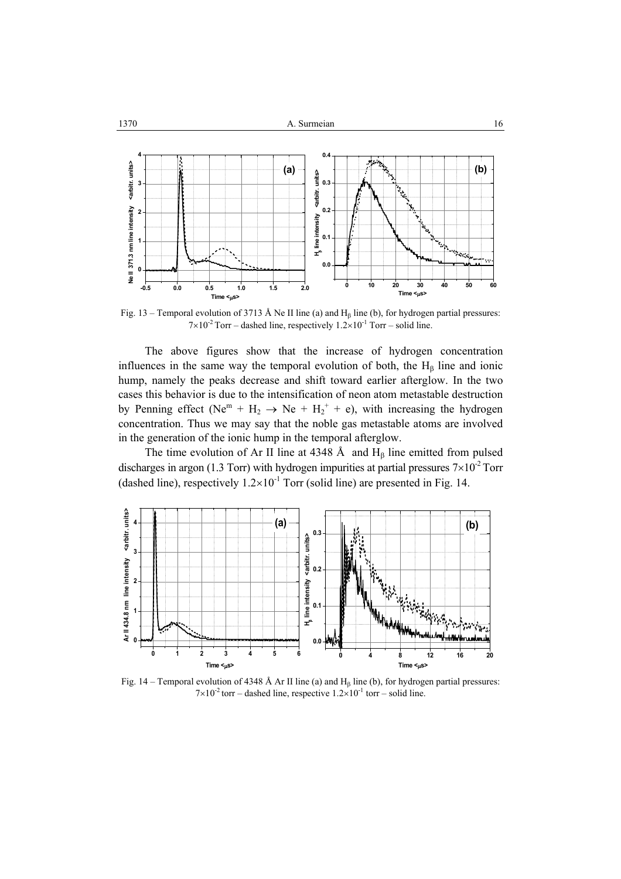Fig. 13 – Temporal evolution of 3713 Å Ne II line (a) and $H_\beta$ line (b), for hydrogen partial pressures: $7\times10^{-2}$ Torr – dashed line, respectively $1.2\times10^{-1}$ Torr – solid line.

The above figures show that the increase of hydrogen concentration influences in the same way the temporal evolution of both, the $H_\beta$ line and ionic hump, namely the peaks decrease and shift toward earlier afterglow. In the two cases this behavior is due to the intensification of neon atom metastable destruction by Penning effect ($Ne^m + H_2 \rightarrow Ne + H_2^+ + e$), with increasing the hydrogen concentration. Thus we may say that the noble gas metastable atoms are involved in the generation of the ionic hump in the temporal afterglow.

The time evolution of Ar II line at 4348 Å and $H_\beta$ line emitted from pulsed discharges in argon (1.3 Torr) with hydrogen impurities at partial pressures $7\times10^{-2}$ Torr (dashed line), respectively $1.2\times10^{-1}$ Torr (solid line) are presented in Fig. 14.

Fig. 14 – Temporal evolution of 4348 Å Ar II line (a) and $H_\beta$ line (b), for hydrogen partial pressures: $7\times10^{-2}$ torr – dashed line, respective $1.2\times10^{-1}$ torr – solid line.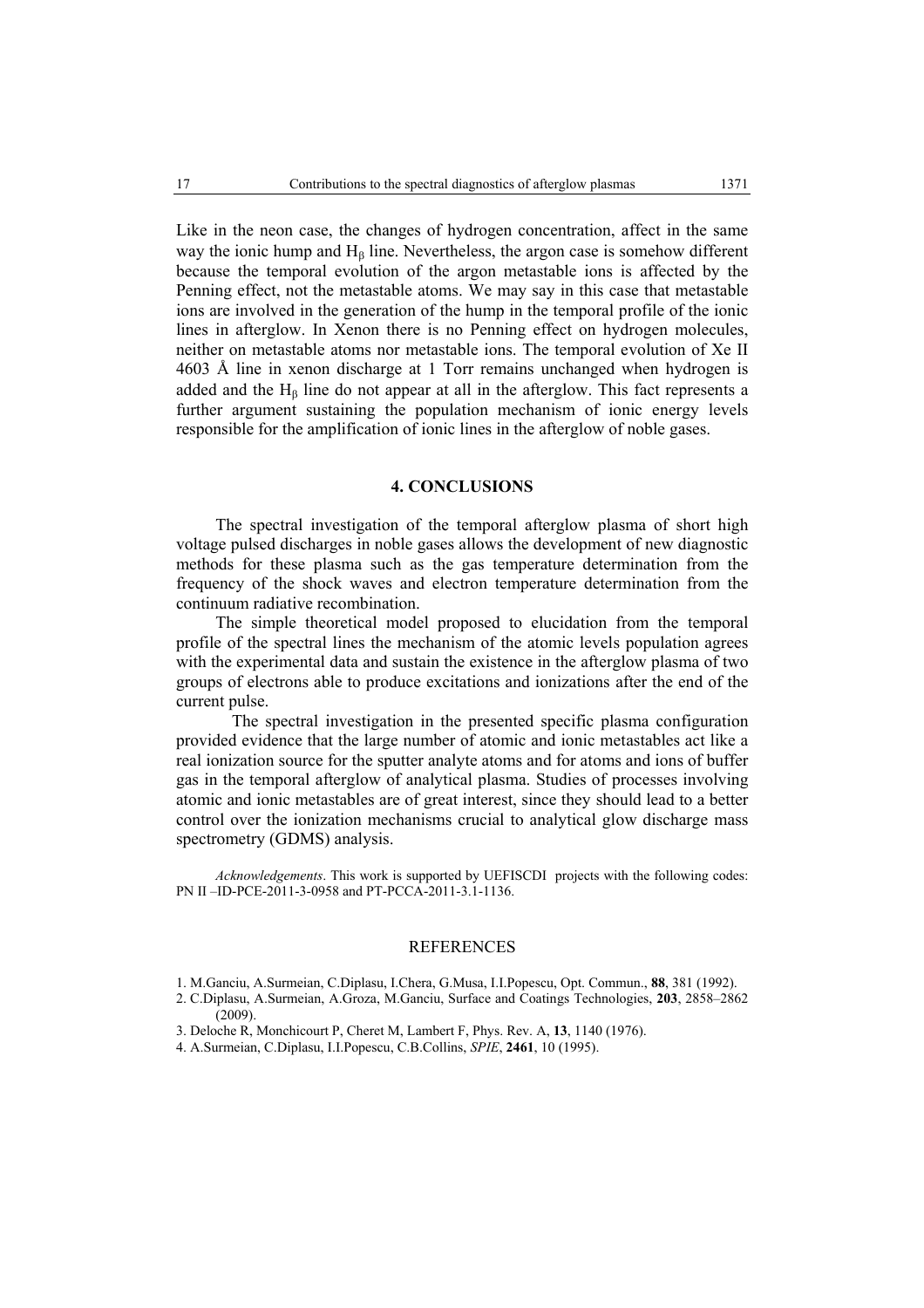Like in the neon case, the changes of hydrogen concentration, affect in the same way the ionic hump and $H_\beta$ line. Nevertheless, the argon case is somehow different because the temporal evolution of the argon metastable ions is affected by the Penning effect, not the metastable atoms. We may say in this case that metastable ions are involved in the generation of the hump in the temporal profile of the ionic lines in afterglow. In Xenon there is no Penning effect on hydrogen molecules, neither on metastable atoms nor metastable ions. The temporal evolution of Xe II 4603 Å line in xenon discharge at 1 Torr remains unchanged when hydrogen is added and the $H_\beta$ line do not appear at all in the afterglow. This fact represents a further argument sustaining the population mechanism of ionic energy levels responsible for the amplification of ionic lines in the afterglow of noble gases.

## 4. CONCLUSIONS

The spectral investigation of the temporal afterglow plasma of short high voltage pulsed discharges in noble gases allows the development of new diagnostic methods for these plasma such as the gas temperature determination from the frequency of the shock waves and electron temperature determination from the continuum radiative recombination.

The simple theoretical model proposed to elucidation from the temporal profile of the spectral lines the mechanism of the atomic levels population agrees with the experimental data and sustain the existence in the afterglow plasma of two groups of electrons able to produce excitations and ionizations after the end of the current pulse.

The spectral investigation in the presented specific plasma configuration provided evidence that the large number of atomic and ionic metastables act like a real ionization source for the sputter analyte atoms and for atoms and ions of buffer gas in the temporal afterglow of analytical plasma. Studies of processes involving atomic and ionic metastables are of great interest, since they should lead to a better control over the ionization mechanisms crucial to analytical glow discharge mass spectrometry (GDMS) analysis.

*Acknowledgements*. This work is supported by UEFISCDI projects with the following codes: PN II –ID-PCE-2011-3-0958 and PT-PCCA-2011-3.1-1136.

## REFERENCES

1. M.Ganciu, A.Surmeian, C.Diplasu, I.Chera, G.Musa, I.I.Popescu, Opt. Commun., **88**, 381 (1992).
2. C.Diplasu, A.Surmeian, A.Groza, M.Ganciu, Surface and Coatings Technologies, **203**, 2858–2862 (2009).
3. Deloche R, Monchicourt P, Cheret M, Lambert F, Phys. Rev. A, **13**, 1140 (1976).
4. A.Surmeian, C.Diplasu, I.I.Popescu, C.B.Collins, *SPIE*, **2461**, 10 (1995).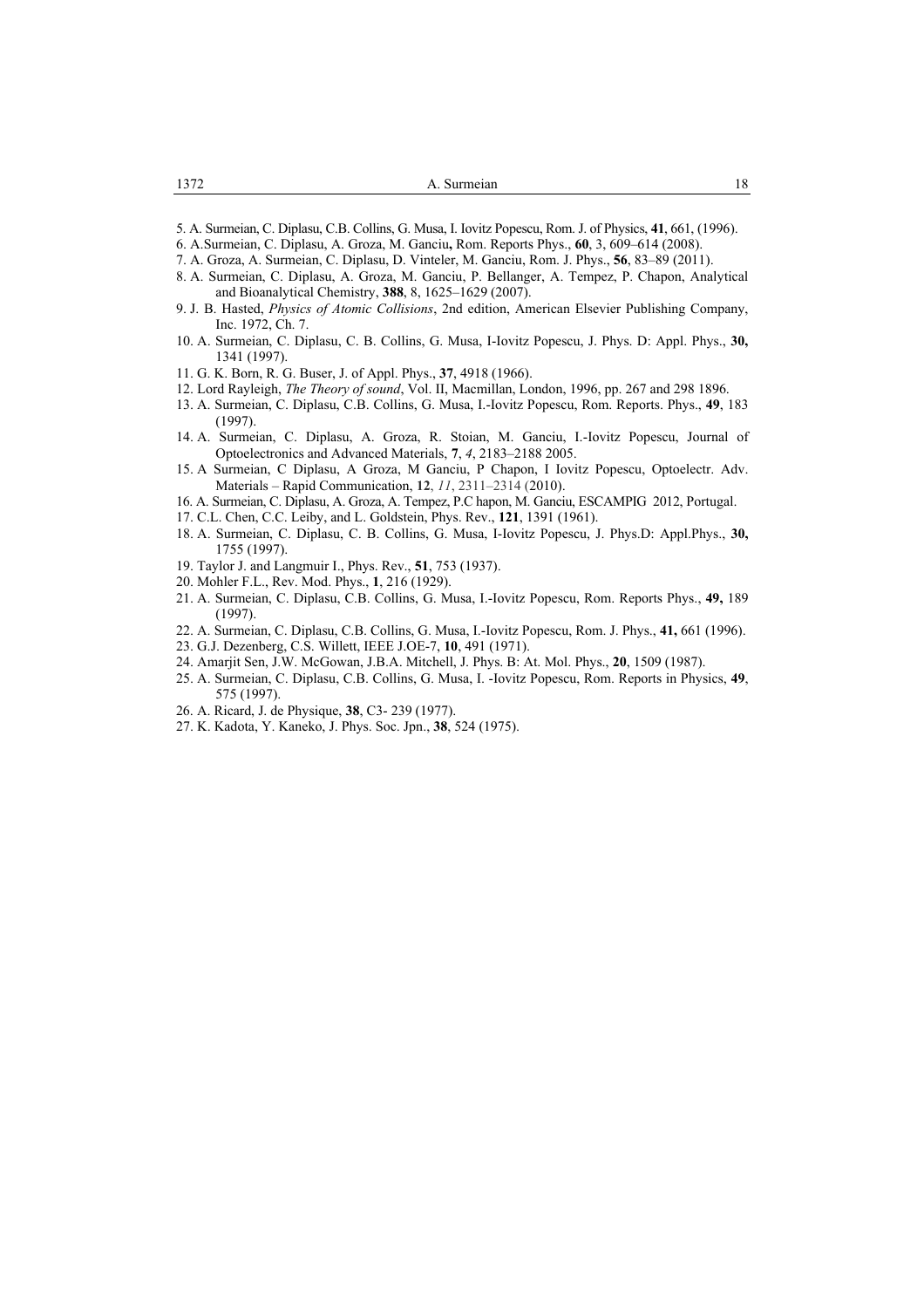5. A. Surmeian, C. Diplasu, C.B. Collins, G. Musa, I. Iovitz Popescu, Rom. J. of Physics, **41**, 661, (1996).
6. A.Surmeian, C. Diplasu, A. Groza, M. Ganciu**,** Rom. Reports Phys., **60**, 3, 609–614 (2008).
7. A. Groza, A. Surmeian, C. Diplasu, D. Vinteler, M. Ganciu, Rom. J. Phys., **56**, 83–89 (2011).
8. A. Surmeian, C. Diplasu, A. Groza, M. Ganciu, P. Bellanger, A. Tempez, P. Chapon, Analytical and Bioanalytical Chemistry, **388**, 8, 1625–1629 (2007).
9. J. B. Hasted, *Physics of Atomic Collisions*, 2nd edition, American Elsevier Publishing Company, Inc. 1972, Ch. 7.
10. A. Surmeian, C. Diplasu, C. B. Collins, G. Musa, I-Iovitz Popescu, J. Phys. D: Appl. Phys., **30,** 1341 (1997).
11. G. K. Born, R. G. Buser, J. of Appl. Phys., **37**, 4918 (1966).
12. Lord Rayleigh, *The Theory of sound*, Vol. II, Macmillan, London, 1996, pp. 267 and 298 1896.
13. A. Surmeian, C. Diplasu, C.B. Collins, G. Musa, I.-Iovitz Popescu, Rom. Reports. Phys., **49**, 183 (1997).
14. A. Surmeian, C. Diplasu, A. Groza, R. Stoian, M. Ganciu, I.-Iovitz Popescu, Journal of Optoelectronics and Advanced Materials, **7**, *4*, 2183–2188 2005.
15. A Surmeian, C Diplasu, A Groza, M Ganciu, P Chapon, I Iovitz Popescu, Optoelectr. Adv. Materials – Rapid Communication, **12**, *11*, 2311–2314 (2010).
16. A. Surmeian, C. Diplasu, A. Groza, A. Tempez, P.C hapon, M. Ganciu, ESCAMPIG 2012, Portugal.
17. C.L. Chen, C.C. Leiby, and L. Goldstein, Phys. Rev., **121**, 1391 (1961).
18. A. Surmeian, C. Diplasu, C. B. Collins, G. Musa, I-Iovitz Popescu, J. Phys.D: Appl.Phys., **30,** 1755 (1997).
19. Taylor J. and Langmuir I., Phys. Rev., **51**, 753 (1937).
20. Mohler F.L., Rev. Mod. Phys., **1**, 216 (1929).
21. A. Surmeian, C. Diplasu, C.B. Collins, G. Musa, I.-Iovitz Popescu, Rom. Reports Phys., **49,** 189 (1997).
22. A. Surmeian, C. Diplasu, C.B. Collins, G. Musa, I.-Iovitz Popescu, Rom. J. Phys., **41,** 661 (1996).
23. G.J. Dezenberg, C.S. Willett, IEEE J.OE-7, **10**, 491 (1971).
24. Amarjit Sen, J.W. McGowan, J.B.A. Mitchell, J. Phys. B: At. Mol. Phys., **20**, 1509 (1987).
25. A. Surmeian, C. Diplasu, C.B. Collins, G. Musa, I. -Iovitz Popescu, Rom. Reports in Physics, **49**, 575 (1997).
26. A. Ricard, J. de Physique, **38**, C3- 239 (1977).
27. K. Kadota, Y. Kaneko, J. Phys. Soc. Jpn., **38**, 524 (1975).